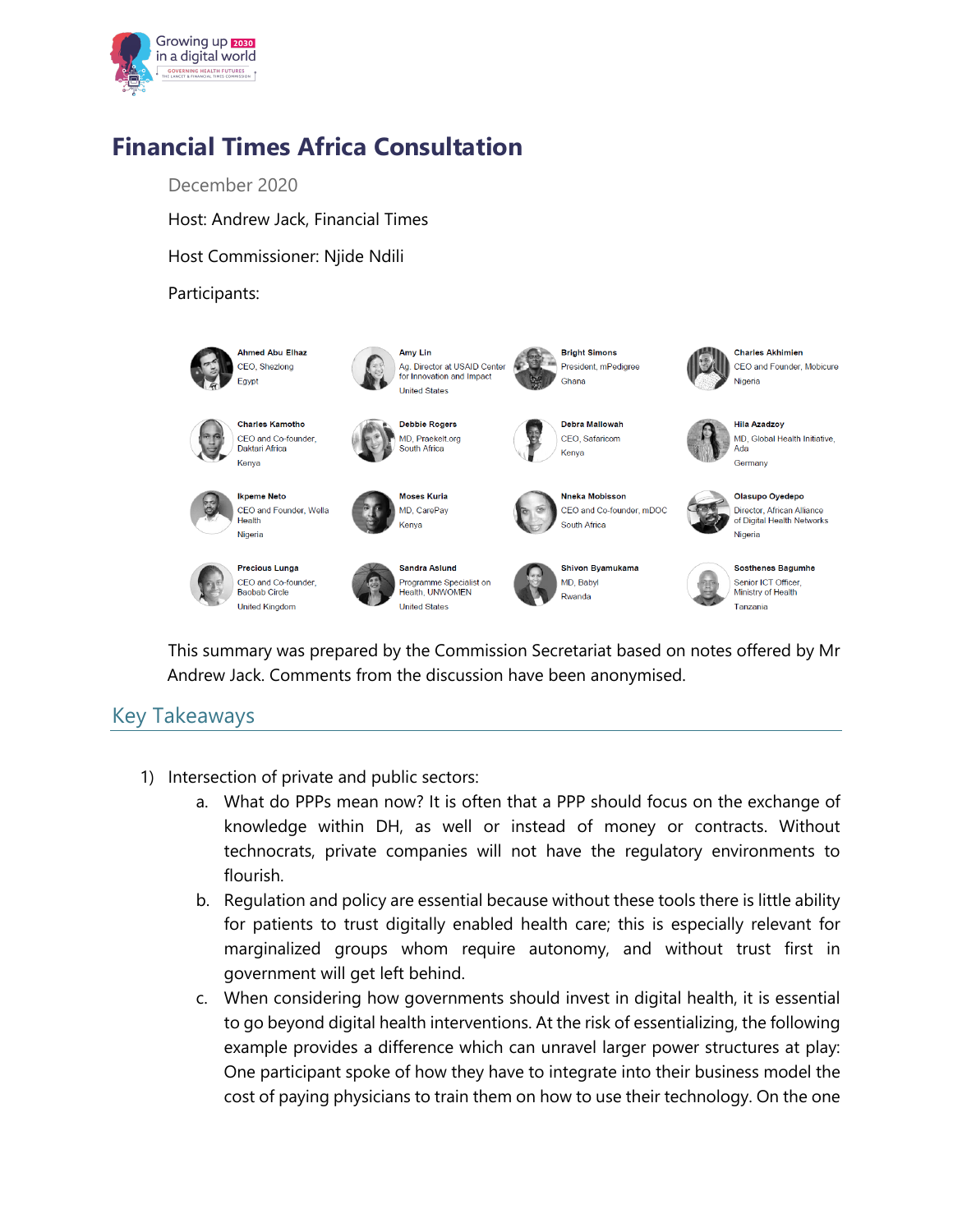# Financial Times Africa Consultation

December 2020

Host: Andrew Jack, Financial Times

Host Commissioner: Njide Ndili

Participants:

| Name | Role | Country |
|---|---|---|
| Ahmed Abu Elhaz | CEO, Shezlong | Egypt |
| Amy Lin | Ag. Director at USAID Center for Innovation and Impact | United States |
| Bright Simons | President, mPedigree | Ghana |
| Charles Akhimien | CEO and Founder, Mobicure | Nigeria |
| Charles Kamotho | CEO and Co-founder, Daktari Africa | Kenya |
| Debbie Rogers | MD, Praekelt.org | South Africa |
| Debra Mallowah | CEO, Safaricom | Kenya |
| Hila Azadzoy | MD, Global Health Initiative, Ada | Germany |
| Ikpeme Neto | CEO and Founder, Wella Health | Nigeria |
| Moses Kurla | MD, CarePay | Kenya |
| Nneka Mobisson | CEO and Co-founder, mDOC | South Africa |
| Olasupo Oyedepo | Director, African Alliance of Digital Health Networks | Nigeria |
| Precious Lunga | CEO and Co-founder, Baobab Circle | United Kingdom |
| Sandra Aslund | Programme Specialist on Health, UNWOMEN | United States |
| Shivon Byamukama | MD, Babyl | Rwanda |
| Sosthenes Bagumhe | Senior ICT Officer, Ministry of Health | Tanzania |

This summary was prepared by the Commission Secretariat based on notes offered by Mr Andrew Jack. Comments from the discussion have been anonymised.

## Key Takeaways

1) Intersection of private and public sectors:
   a. What do PPPs mean now? It is often that a PPP should focus on the exchange of knowledge within DH, as well or instead of money or contracts. Without technocrats, private companies will not have the regulatory environments to flourish.
   b. Regulation and policy are essential because without these tools there is little ability for patients to trust digitally enabled health care; this is especially relevant for marginalized groups whom require autonomy, and without trust first in government will get left behind.
   c. When considering how governments should invest in digital health, it is essential to go beyond digital health interventions. At the risk of essentializing, the following example provides a difference which can unravel larger power structures at play: One participant spoke of how they have to integrate into their business model the cost of paying physicians to train them on how to use their technology. On the one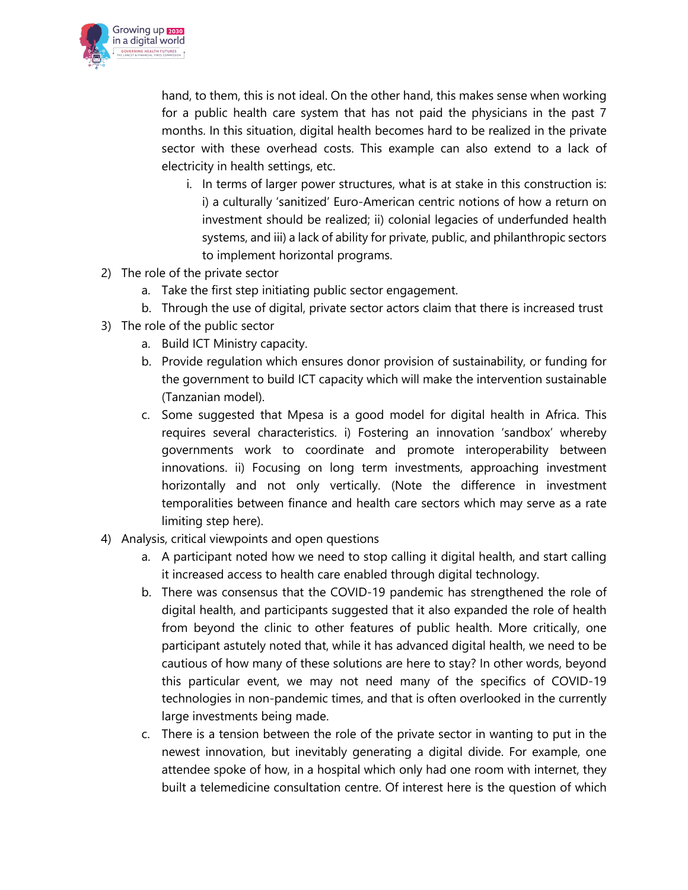hand, to them, this is not ideal. On the other hand, this makes sense when working for a public health care system that has not paid the physicians in the past 7 months. In this situation, digital health becomes hard to be realized in the private sector with these overhead costs. This example can also extend to a lack of electricity in health settings, etc.

    i. In terms of larger power structures, what is at stake in this construction is: i) a culturally 'sanitized' Euro-American centric notions of how a return on investment should be realized; ii) colonial legacies of underfunded health systems, and iii) a lack of ability for private, public, and philanthropic sectors to implement horizontal programs.

2) The role of the private sector
    a. Take the first step initiating public sector engagement.
    b. Through the use of digital, private sector actors claim that there is increased trust
3) The role of the public sector
    a. Build ICT Ministry capacity.
    b. Provide regulation which ensures donor provision of sustainability, or funding for the government to build ICT capacity which will make the intervention sustainable (Tanzanian model).
    c. Some suggested that Mpesa is a good model for digital health in Africa. This requires several characteristics. i) Fostering an innovation 'sandbox' whereby governments work to coordinate and promote interoperability between innovations. ii) Focusing on long term investments, approaching investment horizontally and not only vertically. (Note the difference in investment temporalities between finance and health care sectors which may serve as a rate limiting step here).
4) Analysis, critical viewpoints and open questions
    a. A participant noted how we need to stop calling it digital health, and start calling it increased access to health care enabled through digital technology.
    b. There was consensus that the COVID-19 pandemic has strengthened the role of digital health, and participants suggested that it also expanded the role of health from beyond the clinic to other features of public health. More critically, one participant astutely noted that, while it has advanced digital health, we need to be cautious of how many of these solutions are here to stay? In other words, beyond this particular event, we may not need many of the specifics of COVID-19 technologies in non-pandemic times, and that is often overlooked in the currently large investments being made.
    c. There is a tension between the role of the private sector in wanting to put in the newest innovation, but inevitably generating a digital divide. For example, one attendee spoke of how, in a hospital which only had one room with internet, they built a telemedicine consultation centre. Of interest here is the question of which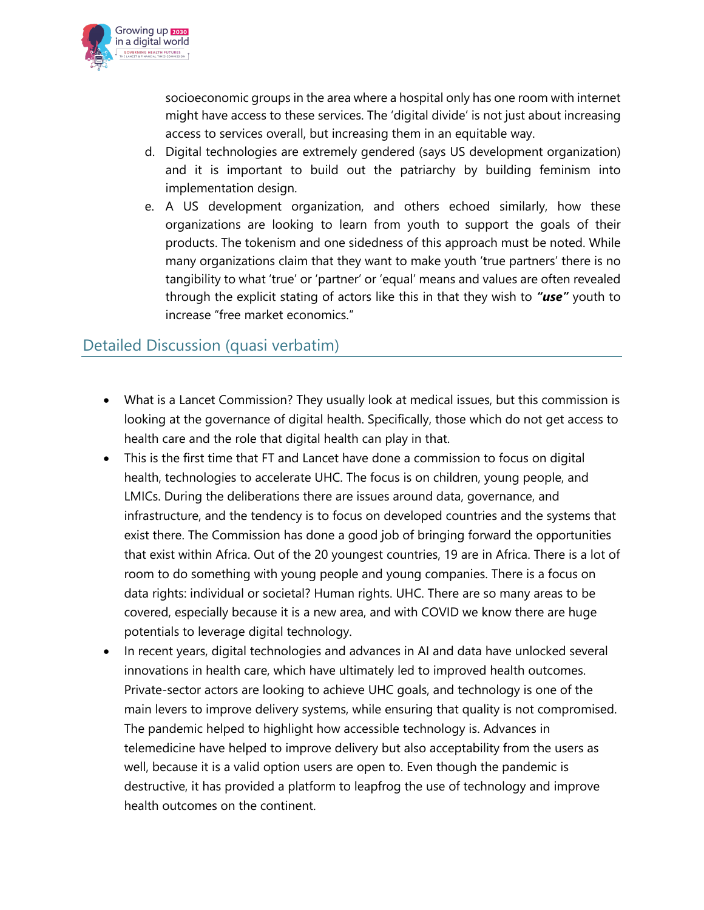socioeconomic groups in the area where a hospital only has one room with internet might have access to these services. The 'digital divide' is not just about increasing access to services overall, but increasing them in an equitable way.

d. Digital technologies are extremely gendered (says US development organization) and it is important to build out the patriarchy by building feminism into implementation design.

e. A US development organization, and others echoed similarly, how these organizations are looking to learn from youth to support the goals of their products. The tokenism and one sidedness of this approach must be noted. While many organizations claim that they want to make youth 'true partners' there is no tangibility to what 'true' or 'partner' or 'equal' means and values are often revealed through the explicit stating of actors like this in that they wish to ***"use"*** youth to increase "free market economics."

## Detailed Discussion (quasi verbatim)

- What is a Lancet Commission? They usually look at medical issues, but this commission is looking at the governance of digital health. Specifically, those which do not get access to health care and the role that digital health can play in that.
- This is the first time that FT and Lancet have done a commission to focus on digital health, technologies to accelerate UHC. The focus is on children, young people, and LMICs. During the deliberations there are issues around data, governance, and infrastructure, and the tendency is to focus on developed countries and the systems that exist there. The Commission has done a good job of bringing forward the opportunities that exist within Africa. Out of the 20 youngest countries, 19 are in Africa. There is a lot of room to do something with young people and young companies. There is a focus on data rights: individual or societal? Human rights. UHC. There are so many areas to be covered, especially because it is a new area, and with COVID we know there are huge potentials to leverage digital technology.
- In recent years, digital technologies and advances in AI and data have unlocked several innovations in health care, which have ultimately led to improved health outcomes. Private-sector actors are looking to achieve UHC goals, and technology is one of the main levers to improve delivery systems, while ensuring that quality is not compromised. The pandemic helped to highlight how accessible technology is. Advances in telemedicine have helped to improve delivery but also acceptability from the users as well, because it is a valid option users are open to. Even though the pandemic is destructive, it has provided a platform to leapfrog the use of technology and improve health outcomes on the continent.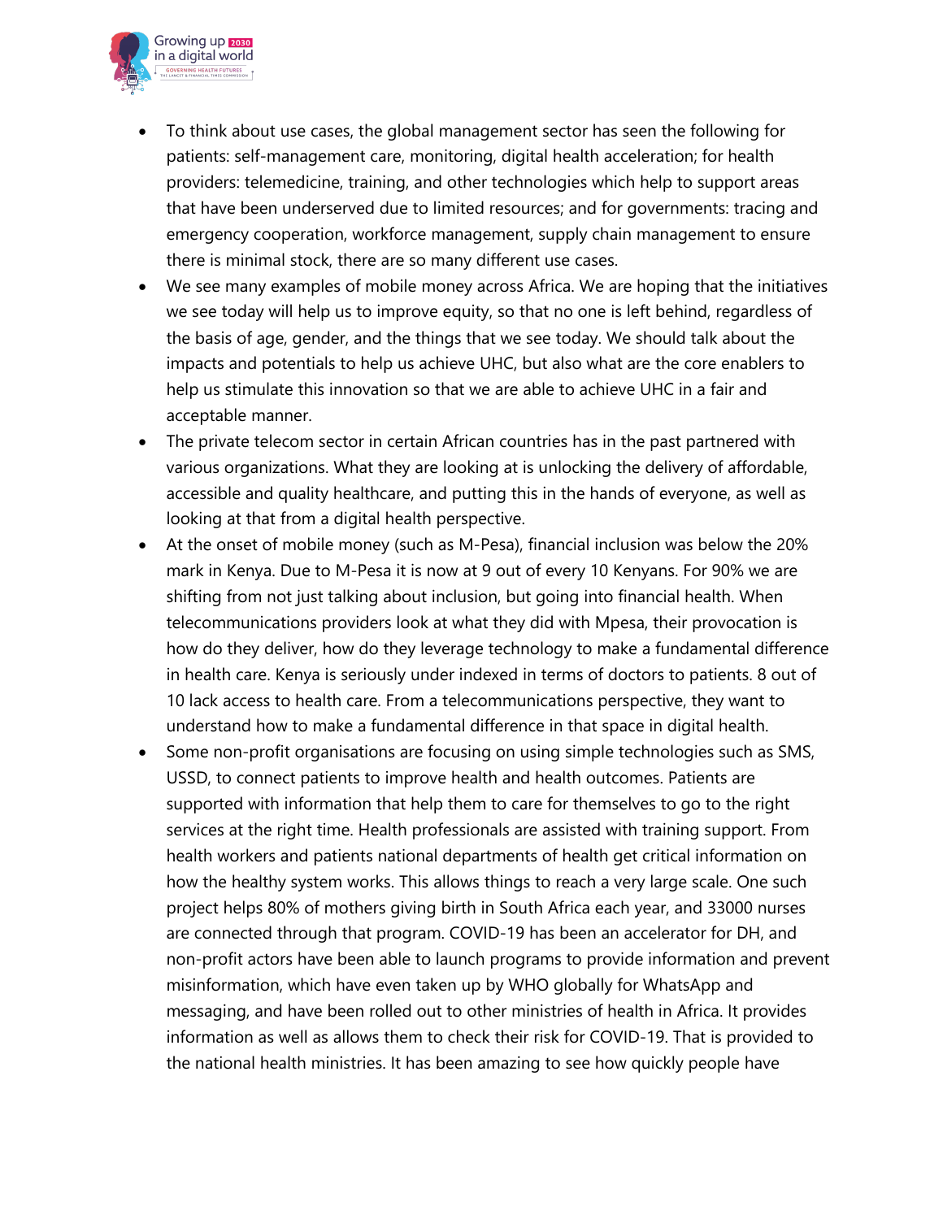- To think about use cases, the global management sector has seen the following for patients: self-management care, monitoring, digital health acceleration; for health providers: telemedicine, training, and other technologies which help to support areas that have been underserved due to limited resources; and for governments: tracing and emergency cooperation, workforce management, supply chain management to ensure there is minimal stock, there are so many different use cases.
- We see many examples of mobile money across Africa. We are hoping that the initiatives we see today will help us to improve equity, so that no one is left behind, regardless of the basis of age, gender, and the things that we see today. We should talk about the impacts and potentials to help us achieve UHC, but also what are the core enablers to help us stimulate this innovation so that we are able to achieve UHC in a fair and acceptable manner.
- The private telecom sector in certain African countries has in the past partnered with various organizations. What they are looking at is unlocking the delivery of affordable, accessible and quality healthcare, and putting this in the hands of everyone, as well as looking at that from a digital health perspective.
- At the onset of mobile money (such as M-Pesa), financial inclusion was below the 20% mark in Kenya. Due to M-Pesa it is now at 9 out of every 10 Kenyans. For 90% we are shifting from not just talking about inclusion, but going into financial health. When telecommunications providers look at what they did with Mpesa, their provocation is how do they deliver, how do they leverage technology to make a fundamental difference in health care. Kenya is seriously under indexed in terms of doctors to patients. 8 out of 10 lack access to health care. From a telecommunications perspective, they want to understand how to make a fundamental difference in that space in digital health.
- Some non-profit organisations are focusing on using simple technologies such as SMS, USSD, to connect patients to improve health and health outcomes. Patients are supported with information that help them to care for themselves to go to the right services at the right time. Health professionals are assisted with training support. From health workers and patients national departments of health get critical information on how the healthy system works. This allows things to reach a very large scale. One such project helps 80% of mothers giving birth in South Africa each year, and 33000 nurses are connected through that program. COVID-19 has been an accelerator for DH, and non-profit actors have been able to launch programs to provide information and prevent misinformation, which have even taken up by WHO globally for WhatsApp and messaging, and have been rolled out to other ministries of health in Africa. It provides information as well as allows them to check their risk for COVID-19. That is provided to the national health ministries. It has been amazing to see how quickly people have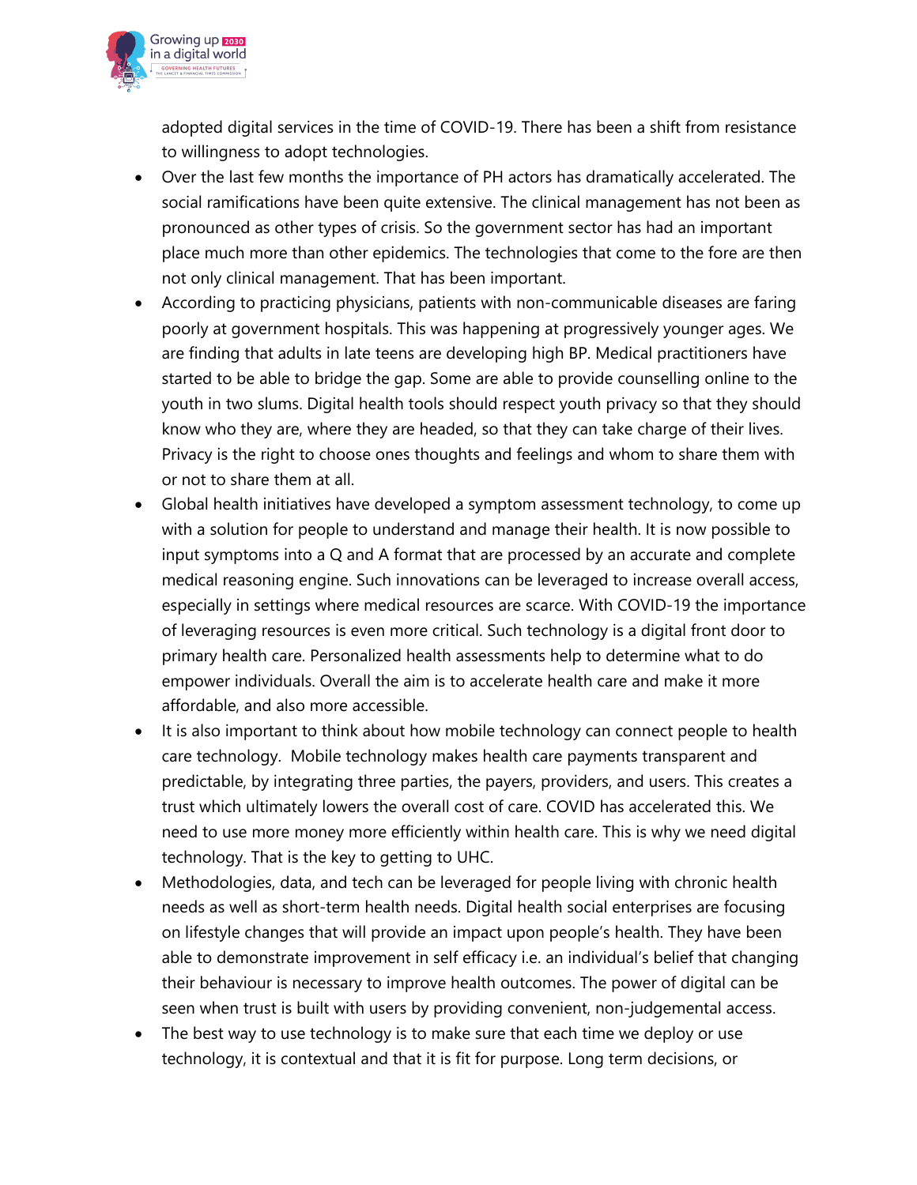adopted digital services in the time of COVID-19. There has been a shift from resistance to willingness to adopt technologies.

- Over the last few months the importance of PH actors has dramatically accelerated. The social ramifications have been quite extensive. The clinical management has not been as pronounced as other types of crisis. So the government sector has had an important place much more than other epidemics. The technologies that come to the fore are then not only clinical management. That has been important.
- According to practicing physicians, patients with non-communicable diseases are faring poorly at government hospitals. This was happening at progressively younger ages. We are finding that adults in late teens are developing high BP. Medical practitioners have started to be able to bridge the gap. Some are able to provide counselling online to the youth in two slums. Digital health tools should respect youth privacy so that they should know who they are, where they are headed, so that they can take charge of their lives. Privacy is the right to choose ones thoughts and feelings and whom to share them with or not to share them at all.
- Global health initiatives have developed a symptom assessment technology, to come up with a solution for people to understand and manage their health. It is now possible to input symptoms into a Q and A format that are processed by an accurate and complete medical reasoning engine. Such innovations can be leveraged to increase overall access, especially in settings where medical resources are scarce. With COVID-19 the importance of leveraging resources is even more critical. Such technology is a digital front door to primary health care. Personalized health assessments help to determine what to do empower individuals. Overall the aim is to accelerate health care and make it more affordable, and also more accessible.
- It is also important to think about how mobile technology can connect people to health care technology. Mobile technology makes health care payments transparent and predictable, by integrating three parties, the payers, providers, and users. This creates a trust which ultimately lowers the overall cost of care. COVID has accelerated this. We need to use more money more efficiently within health care. This is why we need digital technology. That is the key to getting to UHC.
- Methodologies, data, and tech can be leveraged for people living with chronic health needs as well as short-term health needs. Digital health social enterprises are focusing on lifestyle changes that will provide an impact upon people's health. They have been able to demonstrate improvement in self efficacy i.e. an individual's belief that changing their behaviour is necessary to improve health outcomes. The power of digital can be seen when trust is built with users by providing convenient, non-judgemental access.
- The best way to use technology is to make sure that each time we deploy or use technology, it is contextual and that it is fit for purpose. Long term decisions, or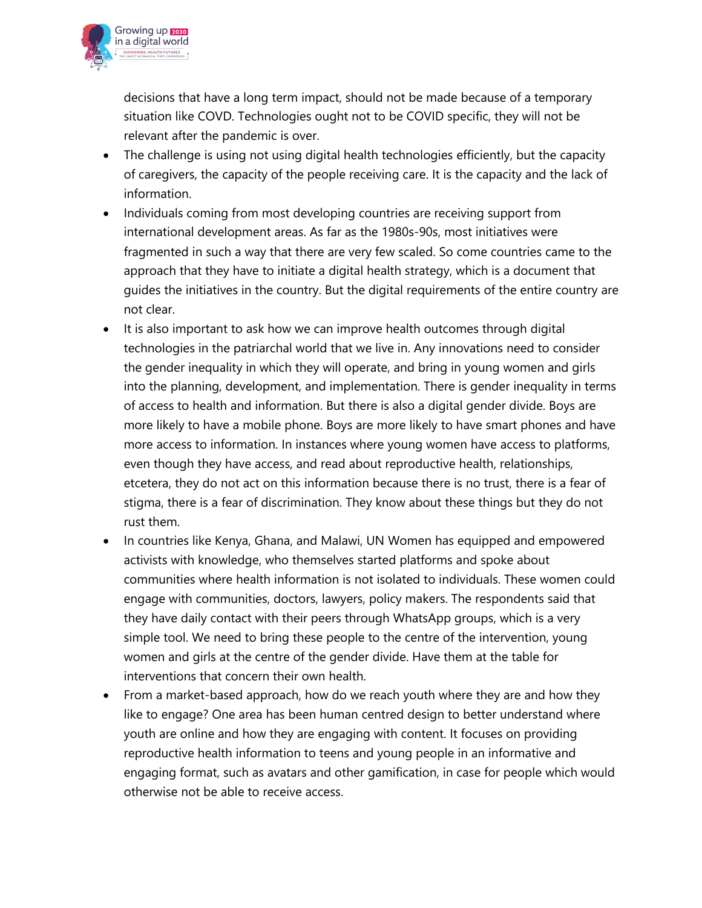decisions that have a long term impact, should not be made because of a temporary situation like COVD. Technologies ought not to be COVID specific, they will not be relevant after the pandemic is over.

- The challenge is using not using digital health technologies efficiently, but the capacity of caregivers, the capacity of the people receiving care. It is the capacity and the lack of information.
- Individuals coming from most developing countries are receiving support from international development areas. As far as the 1980s-90s, most initiatives were fragmented in such a way that there are very few scaled. So come countries came to the approach that they have to initiate a digital health strategy, which is a document that guides the initiatives in the country. But the digital requirements of the entire country are not clear.
- It is also important to ask how we can improve health outcomes through digital technologies in the patriarchal world that we live in. Any innovations need to consider the gender inequality in which they will operate, and bring in young women and girls into the planning, development, and implementation. There is gender inequality in terms of access to health and information. But there is also a digital gender divide. Boys are more likely to have a mobile phone. Boys are more likely to have smart phones and have more access to information. In instances where young women have access to platforms, even though they have access, and read about reproductive health, relationships, etcetera, they do not act on this information because there is no trust, there is a fear of stigma, there is a fear of discrimination. They know about these things but they do not rust them.
- In countries like Kenya, Ghana, and Malawi, UN Women has equipped and empowered activists with knowledge, who themselves started platforms and spoke about communities where health information is not isolated to individuals. These women could engage with communities, doctors, lawyers, policy makers. The respondents said that they have daily contact with their peers through WhatsApp groups, which is a very simple tool. We need to bring these people to the centre of the intervention, young women and girls at the centre of the gender divide. Have them at the table for interventions that concern their own health.
- From a market-based approach, how do we reach youth where they are and how they like to engage? One area has been human centred design to better understand where youth are online and how they are engaging with content. It focuses on providing reproductive health information to teens and young people in an informative and engaging format, such as avatars and other gamification, in case for people which would otherwise not be able to receive access.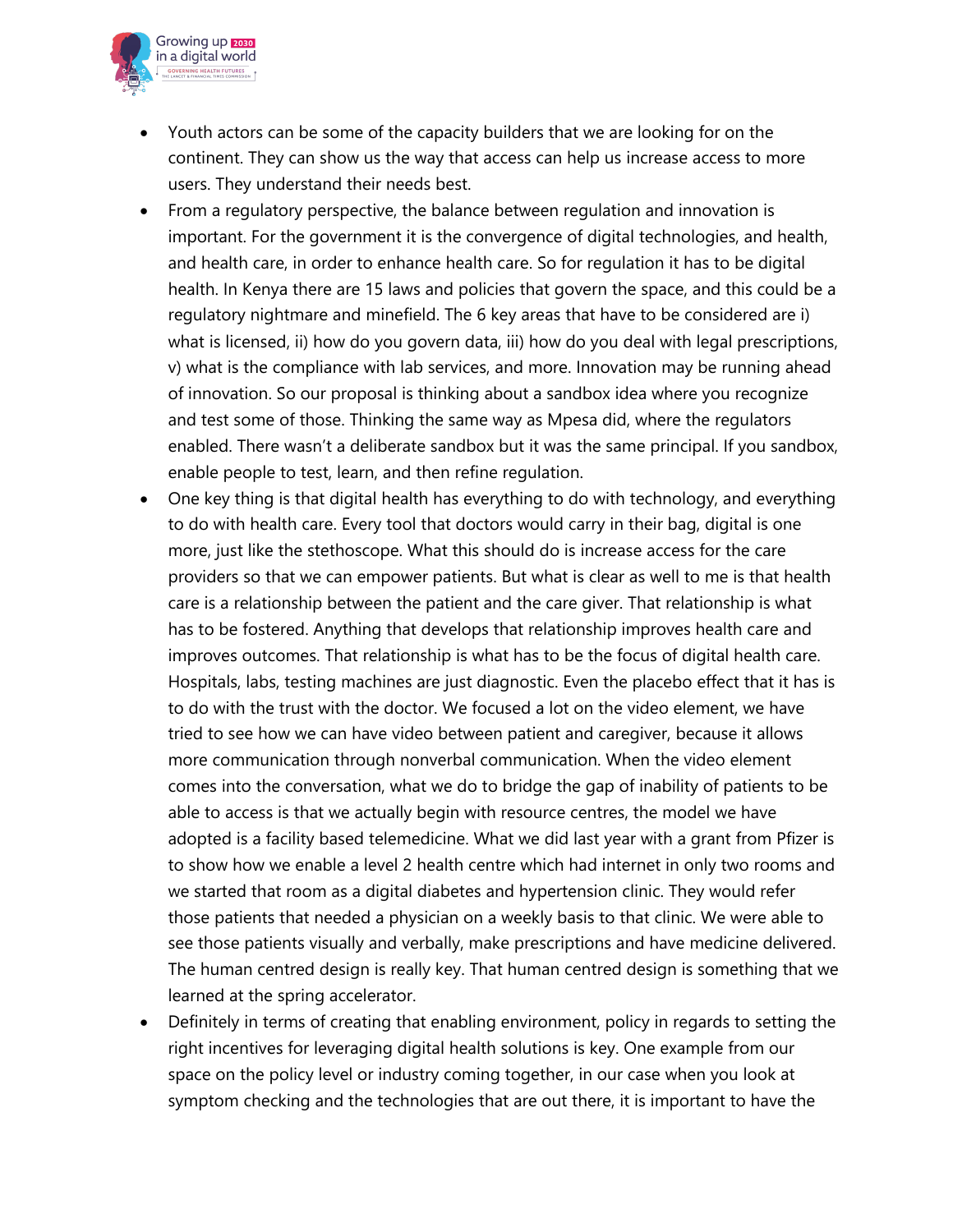- Youth actors can be some of the capacity builders that we are looking for on the continent. They can show us the way that access can help us increase access to more users. They understand their needs best.
- From a regulatory perspective, the balance between regulation and innovation is important. For the government it is the convergence of digital technologies, and health, and health care, in order to enhance health care. So for regulation it has to be digital health. In Kenya there are 15 laws and policies that govern the space, and this could be a regulatory nightmare and minefield. The 6 key areas that have to be considered are i) what is licensed, ii) how do you govern data, iii) how do you deal with legal prescriptions, v) what is the compliance with lab services, and more. Innovation may be running ahead of innovation. So our proposal is thinking about a sandbox idea where you recognize and test some of those. Thinking the same way as Mpesa did, where the regulators enabled. There wasn't a deliberate sandbox but it was the same principal. If you sandbox, enable people to test, learn, and then refine regulation.
- One key thing is that digital health has everything to do with technology, and everything to do with health care. Every tool that doctors would carry in their bag, digital is one more, just like the stethoscope. What this should do is increase access for the care providers so that we can empower patients. But what is clear as well to me is that health care is a relationship between the patient and the care giver. That relationship is what has to be fostered. Anything that develops that relationship improves health care and improves outcomes. That relationship is what has to be the focus of digital health care. Hospitals, labs, testing machines are just diagnostic. Even the placebo effect that it has is to do with the trust with the doctor. We focused a lot on the video element, we have tried to see how we can have video between patient and caregiver, because it allows more communication through nonverbal communication. When the video element comes into the conversation, what we do to bridge the gap of inability of patients to be able to access is that we actually begin with resource centres, the model we have adopted is a facility based telemedicine. What we did last year with a grant from Pfizer is to show how we enable a level 2 health centre which had internet in only two rooms and we started that room as a digital diabetes and hypertension clinic. They would refer those patients that needed a physician on a weekly basis to that clinic. We were able to see those patients visually and verbally, make prescriptions and have medicine delivered. The human centred design is really key. That human centred design is something that we learned at the spring accelerator.
- Definitely in terms of creating that enabling environment, policy in regards to setting the right incentives for leveraging digital health solutions is key. One example from our space on the policy level or industry coming together, in our case when you look at symptom checking and the technologies that are out there, it is important to have the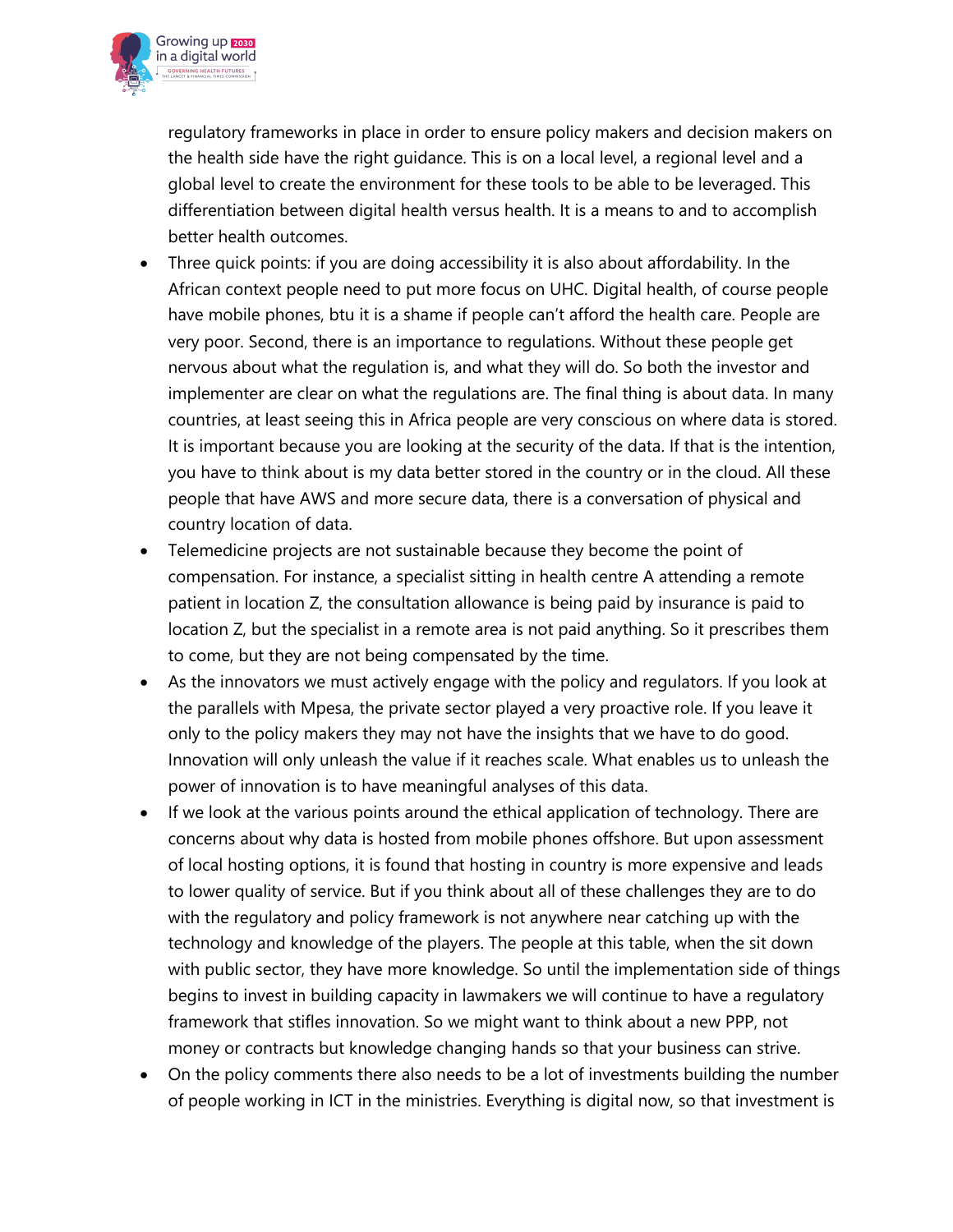regulatory frameworks in place in order to ensure policy makers and decision makers on the health side have the right guidance. This is on a local level, a regional level and a global level to create the environment for these tools to be able to be leveraged. This differentiation between digital health versus health. It is a means to and to accomplish better health outcomes.

- Three quick points: if you are doing accessibility it is also about affordability. In the African context people need to put more focus on UHC. Digital health, of course people have mobile phones, btu it is a shame if people can't afford the health care. People are very poor. Second, there is an importance to regulations. Without these people get nervous about what the regulation is, and what they will do. So both the investor and implementer are clear on what the regulations are. The final thing is about data. In many countries, at least seeing this in Africa people are very conscious on where data is stored. It is important because you are looking at the security of the data. If that is the intention, you have to think about is my data better stored in the country or in the cloud. All these people that have AWS and more secure data, there is a conversation of physical and country location of data.
- Telemedicine projects are not sustainable because they become the point of compensation. For instance, a specialist sitting in health centre A attending a remote patient in location Z, the consultation allowance is being paid by insurance is paid to location Z, but the specialist in a remote area is not paid anything. So it prescribes them to come, but they are not being compensated by the time.
- As the innovators we must actively engage with the policy and regulators. If you look at the parallels with Mpesa, the private sector played a very proactive role. If you leave it only to the policy makers they may not have the insights that we have to do good. Innovation will only unleash the value if it reaches scale. What enables us to unleash the power of innovation is to have meaningful analyses of this data.
- If we look at the various points around the ethical application of technology. There are concerns about why data is hosted from mobile phones offshore. But upon assessment of local hosting options, it is found that hosting in country is more expensive and leads to lower quality of service. But if you think about all of these challenges they are to do with the regulatory and policy framework is not anywhere near catching up with the technology and knowledge of the players. The people at this table, when the sit down with public sector, they have more knowledge. So until the implementation side of things begins to invest in building capacity in lawmakers we will continue to have a regulatory framework that stifles innovation. So we might want to think about a new PPP, not money or contracts but knowledge changing hands so that your business can strive.
- On the policy comments there also needs to be a lot of investments building the number of people working in ICT in the ministries. Everything is digital now, so that investment is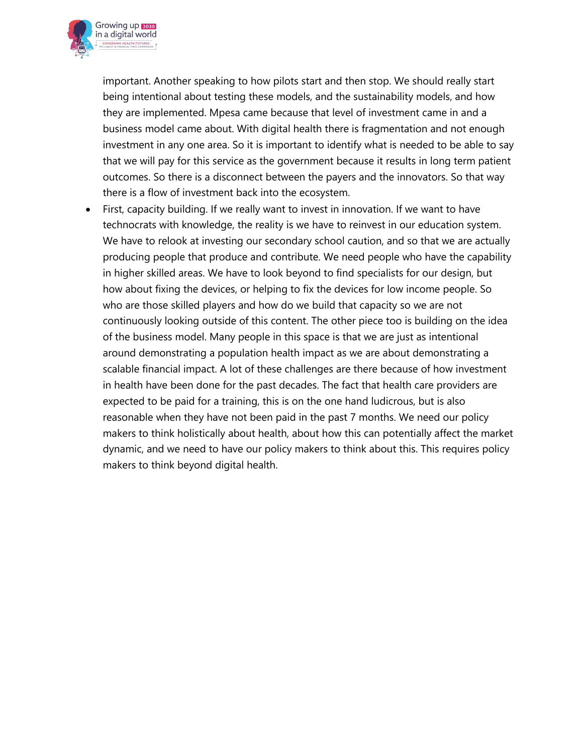important. Another speaking to how pilots start and then stop. We should really start being intentional about testing these models, and the sustainability models, and how they are implemented. Mpesa came because that level of investment came in and a business model came about. With digital health there is fragmentation and not enough investment in any one area. So it is important to identify what is needed to be able to say that we will pay for this service as the government because it results in long term patient outcomes. So there is a disconnect between the payers and the innovators. So that way there is a flow of investment back into the ecosystem.

- First, capacity building. If we really want to invest in innovation. If we want to have technocrats with knowledge, the reality is we have to reinvest in our education system. We have to relook at investing our secondary school caution, and so that we are actually producing people that produce and contribute. We need people who have the capability in higher skilled areas. We have to look beyond to find specialists for our design, but how about fixing the devices, or helping to fix the devices for low income people. So who are those skilled players and how do we build that capacity so we are not continuously looking outside of this content. The other piece too is building on the idea of the business model. Many people in this space is that we are just as intentional around demonstrating a population health impact as we are about demonstrating a scalable financial impact. A lot of these challenges are there because of how investment in health have been done for the past decades. The fact that health care providers are expected to be paid for a training, this is on the one hand ludicrous, but is also reasonable when they have not been paid in the past 7 months. We need our policy makers to think holistically about health, about how this can potentially affect the market dynamic, and we need to have our policy makers to think about this. This requires policy makers to think beyond digital health.